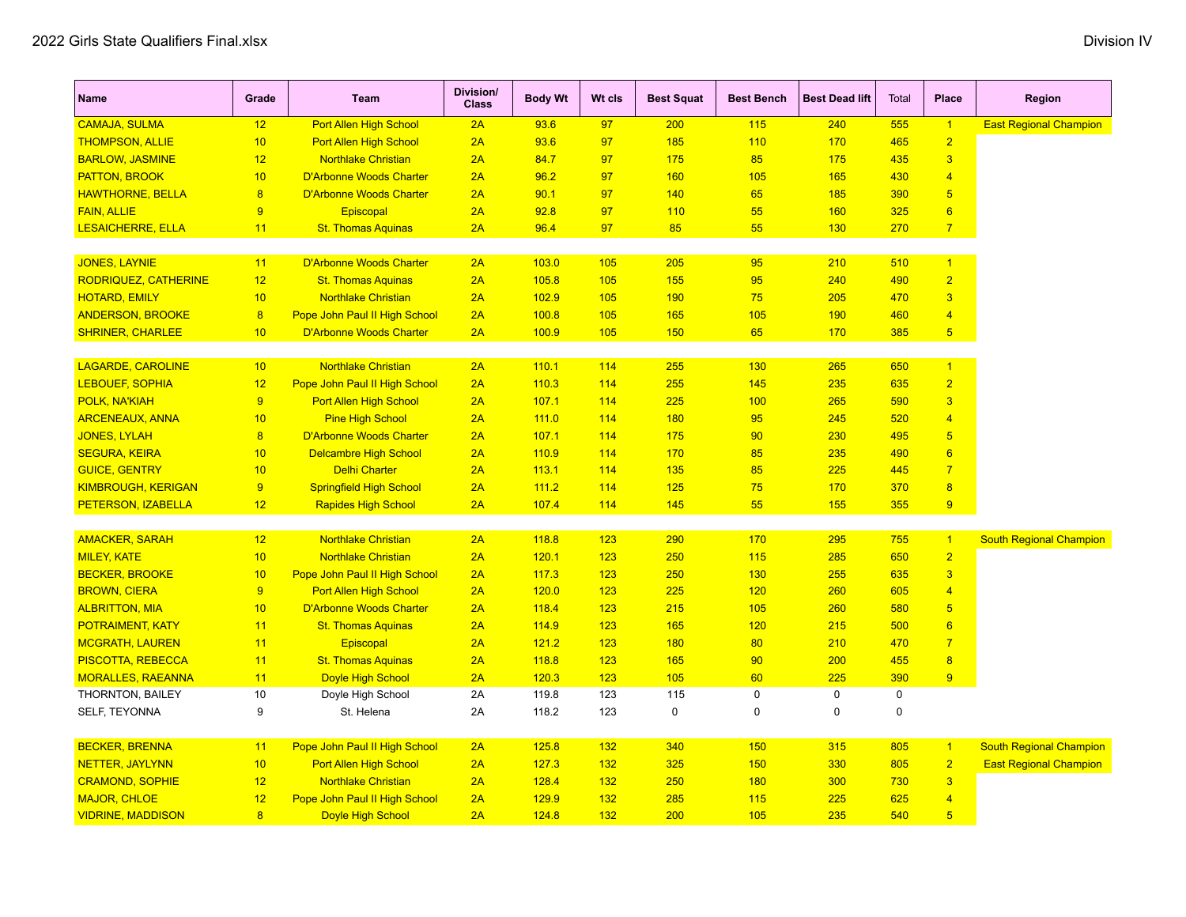2022 Girls State Qualifiers Final.xlsx

Division IV

| Name | Grade | Team | Division/ Class | Body Wt | Wt cls | Best Squat | Best Bench | Best Dead lift | Total | Place | Region |
|---|---|---|---|---|---|---|---|---|---|---|---|
| CAMAJA, SULMA | 12 | Port Allen High School | 2A | 93.6 | 97 | 200 | 115 | 240 | 555 | 1 | East Regional Champion |
| THOMPSON, ALLIE | 10 | Port Allen High School | 2A | 93.6 | 97 | 185 | 110 | 170 | 465 | 2 | |
| BARLOW, JASMINE | 12 | Northlake Christian | 2A | 84.7 | 97 | 175 | 85 | 175 | 435 | 3 | |
| PATTON, BROOK | 10 | D'Arbonne Woods Charter | 2A | 96.2 | 97 | 160 | 105 | 165 | 430 | 4 | |
| HAWTHORNE, BELLA | 8 | D'Arbonne Woods Charter | 2A | 90.1 | 97 | 140 | 65 | 185 | 390 | 5 | |
| FAIN, ALLIE | 9 | Episcopal | 2A | 92.8 | 97 | 110 | 55 | 160 | 325 | 6 | |
| LESAICHERRE, ELLA | 11 | St. Thomas Aquinas | 2A | 96.4 | 97 | 85 | 55 | 130 | 270 | 7 | |
| | | | | | | | | | | | |
| JONES, LAYNIE | 11 | D'Arbonne Woods Charter | 2A | 103.0 | 105 | 205 | 95 | 210 | 510 | 1 | |
| RODRIQUEZ, CATHERINE | 12 | St. Thomas Aquinas | 2A | 105.8 | 105 | 155 | 95 | 240 | 490 | 2 | |
| HOTARD, EMILY | 10 | Northlake Christian | 2A | 102.9 | 105 | 190 | 75 | 205 | 470 | 3 | |
| ANDERSON, BROOKE | 8 | Pope John Paul II High School | 2A | 100.8 | 105 | 165 | 105 | 190 | 460 | 4 | |
| SHRINER, CHARLEE | 10 | D'Arbonne Woods Charter | 2A | 100.9 | 105 | 150 | 65 | 170 | 385 | 5 | |
| | | | | | | | | | | | |
| LAGARDE, CAROLINE | 10 | Northlake Christian | 2A | 110.1 | 114 | 255 | 130 | 265 | 650 | 1 | |
| LEBOUEF, SOPHIA | 12 | Pope John Paul II High School | 2A | 110.3 | 114 | 255 | 145 | 235 | 635 | 2 | |
| POLK, NA'KIAH | 9 | Port Allen High School | 2A | 107.1 | 114 | 225 | 100 | 265 | 590 | 3 | |
| ARCENEAUX, ANNA | 10 | Pine High School | 2A | 111.0 | 114 | 180 | 95 | 245 | 520 | 4 | |
| JONES, LYLAH | 8 | D'Arbonne Woods Charter | 2A | 107.1 | 114 | 175 | 90 | 230 | 495 | 5 | |
| SEGURA, KEIRA | 10 | Delcambre High School | 2A | 110.9 | 114 | 170 | 85 | 235 | 490 | 6 | |
| GUICE, GENTRY | 10 | Delhi Charter | 2A | 113.1 | 114 | 135 | 85 | 225 | 445 | 7 | |
| KIMBROUGH, KERIGAN | 9 | Springfield High School | 2A | 111.2 | 114 | 125 | 75 | 170 | 370 | 8 | |
| PETERSON, IZABELLA | 12 | Rapides High School | 2A | 107.4 | 114 | 145 | 55 | 155 | 355 | 9 | |
| | | | | | | | | | | | |
| AMACKER, SARAH | 12 | Northlake Christian | 2A | 118.8 | 123 | 290 | 170 | 295 | 755 | 1 | South Regional Champion |
| MILEY, KATE | 10 | Northlake Christian | 2A | 120.1 | 123 | 250 | 115 | 285 | 650 | 2 | |
| BECKER, BROOKE | 10 | Pope John Paul II High School | 2A | 117.3 | 123 | 250 | 130 | 255 | 635 | 3 | |
| BROWN, CIERA | 9 | Port Allen High School | 2A | 120.0 | 123 | 225 | 120 | 260 | 605 | 4 | |
| ALBRITTON, MIA | 10 | D'Arbonne Woods Charter | 2A | 118.4 | 123 | 215 | 105 | 260 | 580 | 5 | |
| POTRAIMENT, KATY | 11 | St. Thomas Aquinas | 2A | 114.9 | 123 | 165 | 120 | 215 | 500 | 6 | |
| MCGRATH, LAUREN | 11 | Episcopal | 2A | 121.2 | 123 | 180 | 80 | 210 | 470 | 7 | |
| PISCOTTA, REBECCA | 11 | St. Thomas Aquinas | 2A | 118.8 | 123 | 165 | 90 | 200 | 455 | 8 | |
| MORALLES, RAEANNA | 11 | Doyle High School | 2A | 120.3 | 123 | 105 | 60 | 225 | 390 | 9 | |
| THORNTON, BAILEY | 10 | Doyle High School | 2A | 119.8 | 123 | 115 | 0 | 0 | 0 | | |
| SELF, TEYONNA | 9 | St. Helena | 2A | 118.2 | 123 | 0 | 0 | 0 | 0 | | |
| | | | | | | | | | | | |
| BECKER, BRENNA | 11 | Pope John Paul II High School | 2A | 125.8 | 132 | 340 | 150 | 315 | 805 | 1 | South Regional Champion |
| NETTER, JAYLYNN | 10 | Port Allen High School | 2A | 127.3 | 132 | 325 | 150 | 330 | 805 | 2 | East Regional Champion |
| CRAMOND, SOPHIE | 12 | Northlake Christian | 2A | 128.4 | 132 | 250 | 180 | 300 | 730 | 3 | |
| MAJOR, CHLOE | 12 | Pope John Paul II High School | 2A | 129.9 | 132 | 285 | 115 | 225 | 625 | 4 | |
| VIDRINE, MADDISON | 8 | Doyle High School | 2A | 124.8 | 132 | 200 | 105 | 235 | 540 | 5 | |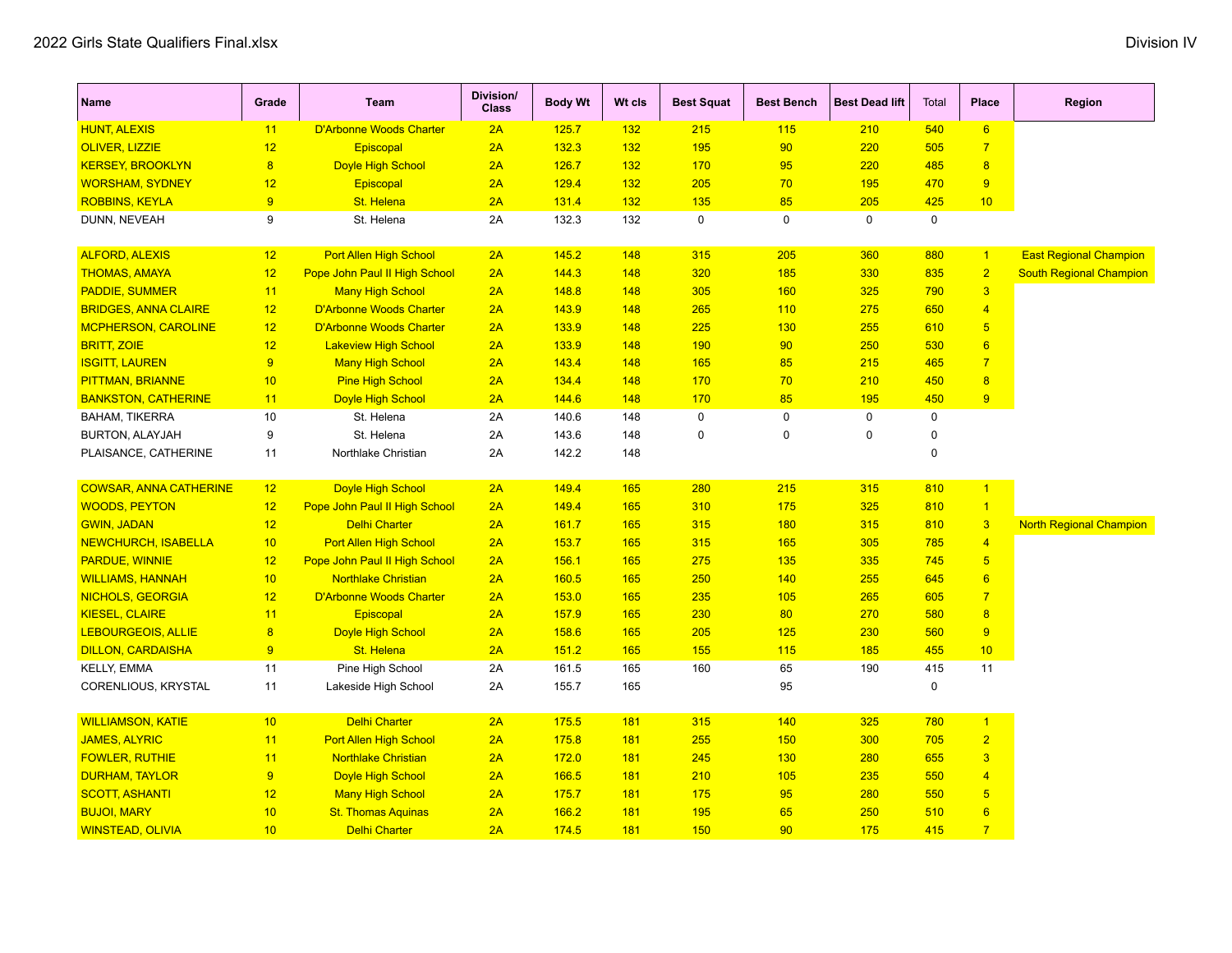| Name | Grade | Team | Division/ Class | Body Wt | Wt cls | Best Squat | Best Bench | Best Dead lift | Total | Place | Region |
|---|---|---|---|---|---|---|---|---|---|---|---|
| HUNT, ALEXIS | 11 | D'Arbonne Woods Charter | 2A | 125.7 | 132 | 215 | 115 | 210 | 540 | 6 | |
| OLIVER, LIZZIE | 12 | Episcopal | 2A | 132.3 | 132 | 195 | 90 | 220 | 505 | 7 | |
| KERSEY, BROOKLYN | 8 | Doyle High School | 2A | 126.7 | 132 | 170 | 95 | 220 | 485 | 8 | |
| WORSHAM, SYDNEY | 12 | Episcopal | 2A | 129.4 | 132 | 205 | 70 | 195 | 470 | 9 | |
| ROBBINS, KEYLA | 9 | St. Helena | 2A | 131.4 | 132 | 135 | 85 | 205 | 425 | 10 | |
| DUNN, NEVEAH | 9 | St. Helena | 2A | 132.3 | 132 | 0 | 0 | 0 | 0 | | |
| | | | | | | | | | | | |
| ALFORD, ALEXIS | 12 | Port Allen High School | 2A | 145.2 | 148 | 315 | 205 | 360 | 880 | 1 | East Regional Champion |
| THOMAS, AMAYA | 12 | Pope John Paul II High School | 2A | 144.3 | 148 | 320 | 185 | 330 | 835 | 2 | South Regional Champion |
| PADDIE, SUMMER | 11 | Many High School | 2A | 148.8 | 148 | 305 | 160 | 325 | 790 | 3 | |
| BRIDGES, ANNA CLAIRE | 12 | D'Arbonne Woods Charter | 2A | 143.9 | 148 | 265 | 110 | 275 | 650 | 4 | |
| MCPHERSON, CAROLINE | 12 | D'Arbonne Woods Charter | 2A | 133.9 | 148 | 225 | 130 | 255 | 610 | 5 | |
| BRITT, ZOIE | 12 | Lakeview High School | 2A | 133.9 | 148 | 190 | 90 | 250 | 530 | 6 | |
| ISGITT, LAUREN | 9 | Many High School | 2A | 143.4 | 148 | 165 | 85 | 215 | 465 | 7 | |
| PITTMAN, BRIANNE | 10 | Pine High School | 2A | 134.4 | 148 | 170 | 70 | 210 | 450 | 8 | |
| BANKSTON, CATHERINE | 11 | Doyle High School | 2A | 144.6 | 148 | 170 | 85 | 195 | 450 | 9 | |
| BAHAM, TIKERRA | 10 | St. Helena | 2A | 140.6 | 148 | 0 | 0 | 0 | 0 | | |
| BURTON, ALAYJAH | 9 | St. Helena | 2A | 143.6 | 148 | 0 | 0 | 0 | 0 | | |
| PLAISANCE, CATHERINE | 11 | Northlake Christian | 2A | 142.2 | 148 | | | | 0 | | |
| | | | | | | | | | | | |
| COWSAR, ANNA CATHERINE | 12 | Doyle High School | 2A | 149.4 | 165 | 280 | 215 | 315 | 810 | 1 | |
| WOODS, PEYTON | 12 | Pope John Paul II High School | 2A | 149.4 | 165 | 310 | 175 | 325 | 810 | 1 | |
| GWIN, JADAN | 12 | Delhi Charter | 2A | 161.7 | 165 | 315 | 180 | 315 | 810 | 3 | North Regional Champion |
| NEWCHURCH, ISABELLA | 10 | Port Allen High School | 2A | 153.7 | 165 | 315 | 165 | 305 | 785 | 4 | |
| PARDUE, WINNIE | 12 | Pope John Paul II High School | 2A | 156.1 | 165 | 275 | 135 | 335 | 745 | 5 | |
| WILLIAMS, HANNAH | 10 | Northlake Christian | 2A | 160.5 | 165 | 250 | 140 | 255 | 645 | 6 | |
| NICHOLS, GEORGIA | 12 | D'Arbonne Woods Charter | 2A | 153.0 | 165 | 235 | 105 | 265 | 605 | 7 | |
| KIESEL, CLAIRE | 11 | Episcopal | 2A | 157.9 | 165 | 230 | 80 | 270 | 580 | 8 | |
| LEBOURGEOIS, ALLIE | 8 | Doyle High School | 2A | 158.6 | 165 | 205 | 125 | 230 | 560 | 9 | |
| DILLON, CARDAISHA | 9 | St. Helena | 2A | 151.2 | 165 | 155 | 115 | 185 | 455 | 10 | |
| KELLY, EMMA | 11 | Pine High School | 2A | 161.5 | 165 | 160 | 65 | 190 | 415 | 11 | |
| CORENLIOUS, KRYSTAL | 11 | Lakeside High School | 2A | 155.7 | 165 | | 95 | | 0 | | |
| | | | | | | | | | | | |
| WILLIAMSON, KATIE | 10 | Delhi Charter | 2A | 175.5 | 181 | 315 | 140 | 325 | 780 | 1 | |
| JAMES, ALYRIC | 11 | Port Allen High School | 2A | 175.8 | 181 | 255 | 150 | 300 | 705 | 2 | |
| FOWLER, RUTHIE | 11 | Northlake Christian | 2A | 172.0 | 181 | 245 | 130 | 280 | 655 | 3 | |
| DURHAM, TAYLOR | 9 | Doyle High School | 2A | 166.5 | 181 | 210 | 105 | 235 | 550 | 4 | |
| SCOTT, ASHANTI | 12 | Many High School | 2A | 175.7 | 181 | 175 | 95 | 280 | 550 | 5 | |
| BUJOI, MARY | 10 | St. Thomas Aquinas | 2A | 166.2 | 181 | 195 | 65 | 250 | 510 | 6 | |
| WINSTEAD, OLIVIA | 10 | Delhi Charter | 2A | 174.5 | 181 | 150 | 90 | 175 | 415 | 7 | |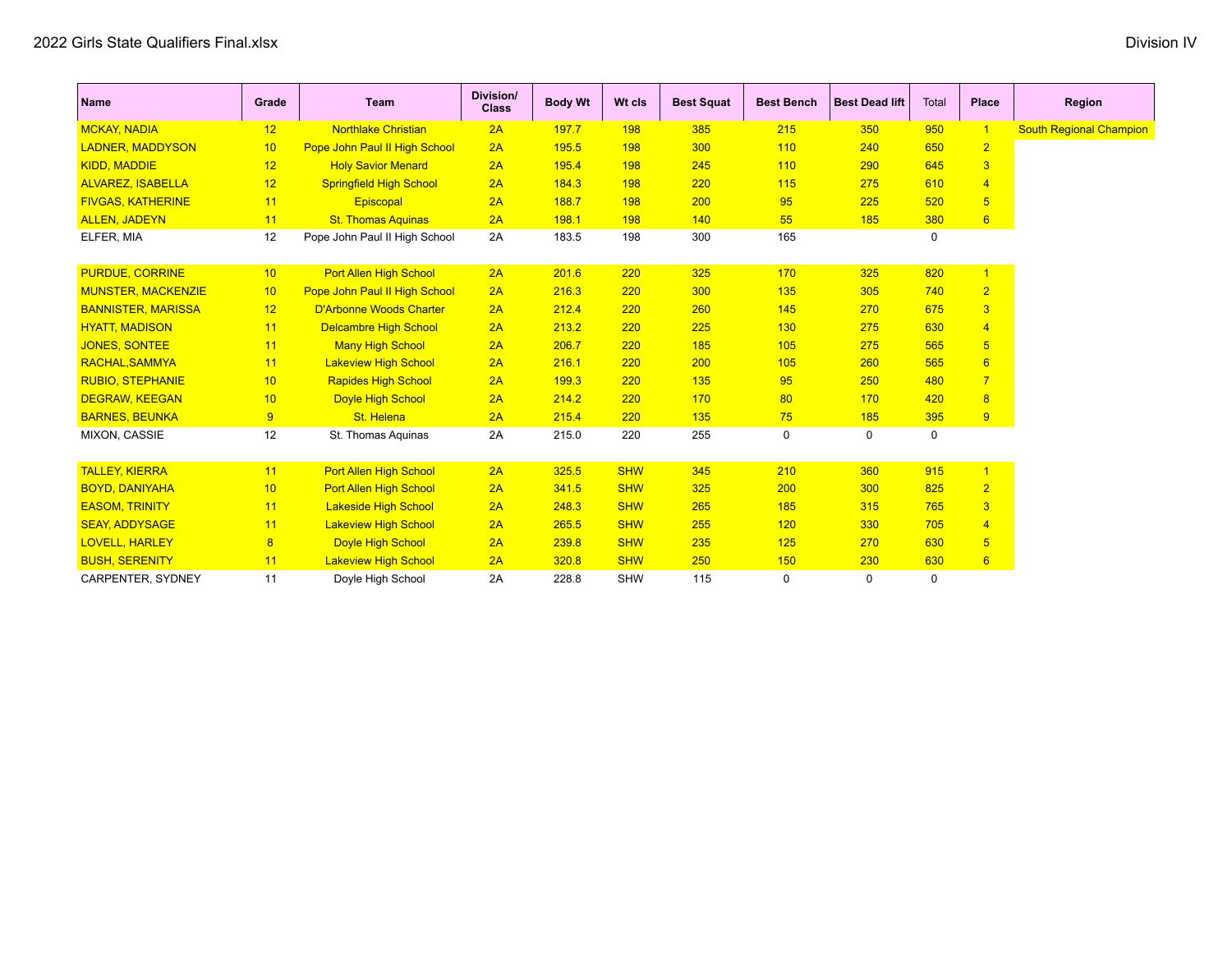| Name | Grade | Team | Division/ Class | Body Wt | Wt cls | Best Squat | Best Bench | Best Dead lift | Total | Place | Region |
|---|---|---|---|---|---|---|---|---|---|---|---|
| MCKAY, NADIA | 12 | Northlake Christian | 2A | 197.7 | 198 | 385 | 215 | 350 | 950 | 1 | South Regional Champion |
| LADNER, MADDYSON | 10 | Pope John Paul II High School | 2A | 195.5 | 198 | 300 | 110 | 240 | 650 | 2 | |
| KIDD, MADDIE | 12 | Holy Savior Menard | 2A | 195.4 | 198 | 245 | 110 | 290 | 645 | 3 | |
| ALVAREZ, ISABELLA | 12 | Springfield High School | 2A | 184.3 | 198 | 220 | 115 | 275 | 610 | 4 | |
| FIVGAS, KATHERINE | 11 | Episcopal | 2A | 188.7 | 198 | 200 | 95 | 225 | 520 | 5 | |
| ALLEN, JADEYN | 11 | St. Thomas Aquinas | 2A | 198.1 | 198 | 140 | 55 | 185 | 380 | 6 | |
| ELFER, MIA | 12 | Pope John Paul II High School | 2A | 183.5 | 198 | 300 | 165 | | 0 | | |
| | | | | | | | | | | | |
| PURDUE, CORRINE | 10 | Port Allen High School | 2A | 201.6 | 220 | 325 | 170 | 325 | 820 | 1 | |
| MUNSTER, MACKENZIE | 10 | Pope John Paul II High School | 2A | 216.3 | 220 | 300 | 135 | 305 | 740 | 2 | |
| BANNISTER, MARISSA | 12 | D'Arbonne Woods Charter | 2A | 212.4 | 220 | 260 | 145 | 270 | 675 | 3 | |
| HYATT, MADISON | 11 | Delcambre High School | 2A | 213.2 | 220 | 225 | 130 | 275 | 630 | 4 | |
| JONES, SONTEE | 11 | Many High School | 2A | 206.7 | 220 | 185 | 105 | 275 | 565 | 5 | |
| RACHAL,SAMMYA | 11 | Lakeview High School | 2A | 216.1 | 220 | 200 | 105 | 260 | 565 | 6 | |
| RUBIO, STEPHANIE | 10 | Rapides High School | 2A | 199.3 | 220 | 135 | 95 | 250 | 480 | 7 | |
| DEGRAW, KEEGAN | 10 | Doyle High School | 2A | 214.2 | 220 | 170 | 80 | 170 | 420 | 8 | |
| BARNES, BEUNKA | 9 | St. Helena | 2A | 215.4 | 220 | 135 | 75 | 185 | 395 | 9 | |
| MIXON, CASSIE | 12 | St. Thomas Aquinas | 2A | 215.0 | 220 | 255 | 0 | 0 | 0 | | |
| | | | | | | | | | | | |
| TALLEY, KIERRA | 11 | Port Allen High School | 2A | 325.5 | SHW | 345 | 210 | 360 | 915 | 1 | |
| BOYD, DANIYAHA | 10 | Port Allen High School | 2A | 341.5 | SHW | 325 | 200 | 300 | 825 | 2 | |
| EASOM, TRINITY | 11 | Lakeside High School | 2A | 248.3 | SHW | 265 | 185 | 315 | 765 | 3 | |
| SEAY, ADDYSAGE | 11 | Lakeview High School | 2A | 265.5 | SHW | 255 | 120 | 330 | 705 | 4 | |
| LOVELL, HARLEY | 8 | Doyle High School | 2A | 239.8 | SHW | 235 | 125 | 270 | 630 | 5 | |
| BUSH, SERENITY | 11 | Lakeview High School | 2A | 320.8 | SHW | 250 | 150 | 230 | 630 | 6 | |
| CARPENTER, SYDNEY | 11 | Doyle High School | 2A | 228.8 | SHW | 115 | 0 | 0 | 0 | | |